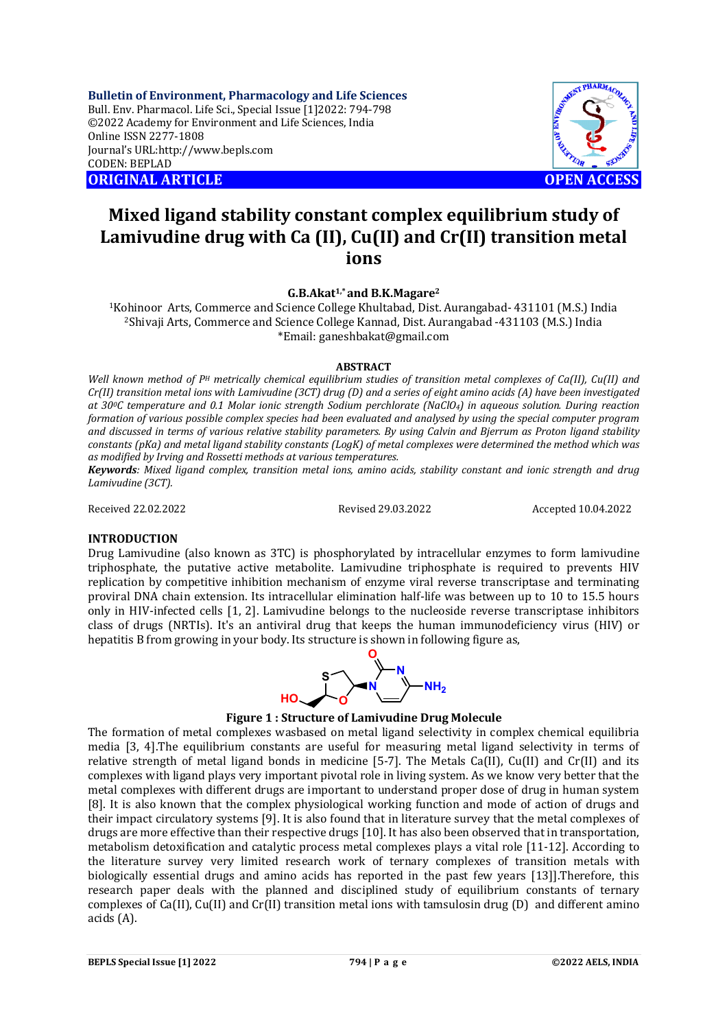Bulletin of Environment, Pharmacology and Life Sciences
Bull. Env. Pharmacol. Life Sci., Special Issue [1]2022: 794-798
©2022 Academy for Environment and Life Sciences, India
Online ISSN 2277-1808
Journal's URL:http://www.bepls.com
CODEN: BEPLAD

**ORIGINAL ARTICLE** **OPEN ACCESS**

# Mixed ligand stability constant complex equilibrium study of Lamivudine drug with Ca (II), Cu(II) and Cr(II) transition metal ions

**G.B.Akat[1,*] and B.K.Magare[2]**

[1]Kohinoor Arts, Commerce and Science College Khultabad, Dist. Aurangabad- 431101 (M.S.) India
[2]Shivaji Arts, Commerce and Science College Kannad, Dist. Aurangabad -431103 (M.S.) India
*Email: ganeshbakat@gmail.com

## ABSTRACT

*Well known method of P$^H$ metrically chemical equilibrium studies of transition metal complexes of Ca(II), Cu(II) and Cr(II) transition metal ions with Lamivudine (3CT) drug (D) and a series of eight amino acids (A) have been investigated at 30$^0$C temperature and 0.1 Molar ionic strength Sodium perchlorate ($NaClO_4$) in aqueous solution. During reaction formation of various possible complex species had been evaluated and analysed by using the special computer program and discussed in terms of various relative stability parameters. By using Calvin and Bjerrum as Proton ligand stability constants (pKa) and metal ligand stability constants (LogK) of metal complexes were determined the method which was as modified by Irving and Rossetti methods at various temperatures.*

***Keywords****: Mixed ligand complex, transition metal ions, amino acids, stability constant and ionic strength and drug Lamivudine (3CT).*

Received 22.02.2022 Revised 29.03.2022 Accepted 10.04.2022

## INTRODUCTION

Drug Lamivudine (also known as 3TC) is phosphorylated by intracellular enzymes to form lamivudine triphosphate, the putative active metabolite. Lamivudine triphosphate is required to prevents HIV replication by competitive inhibition mechanism of enzyme viral reverse transcriptase and terminating proviral DNA chain extension. Its intracellular elimination half-life was between up to 10 to 15.5 hours only in HIV-infected cells [1, 2]. Lamivudine belongs to the nucleoside reverse transcriptase inhibitors class of drugs (NRTIs). It's an antiviral drug that keeps the human immunodeficiency virus (HIV) or hepatitis B from growing in your body. Its structure is shown in following figure as,

**Figure 1 : Structure of Lamivudine Drug Molecule**

The formation of metal complexes wasbased on metal ligand selectivity in complex chemical equilibria media [3, 4].The equilibrium constants are useful for measuring metal ligand selectivity in terms of relative strength of metal ligand bonds in medicine [5-7]. The Metals Ca(II), Cu(II) and Cr(II) and its complexes with ligand plays very important pivotal role in living system. As we know very better that the metal complexes with different drugs are important to understand proper dose of drug in human system [8]. It is also known that the complex physiological working function and mode of action of drugs and their impact circulatory systems [9]. It is also found that in literature survey that the metal complexes of drugs are more effective than their respective drugs [10]. It has also been observed that in transportation, metabolism detoxification and catalytic process metal complexes plays a vital role [11-12]. According to the literature survey very limited research work of ternary complexes of transition metals with biologically essential drugs and amino acids has reported in the past few years [13]].Therefore, this research paper deals with the planned and disciplined study of equilibrium constants of ternary complexes of Ca(II), Cu(II) and Cr(II) transition metal ions with tamsulosin drug (D) and different amino acids (A).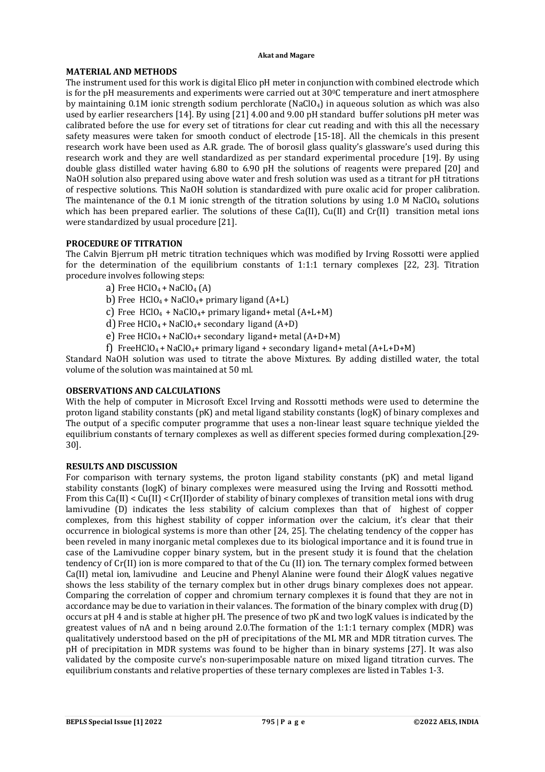## MATERIAL AND METHODS

The instrument used for this work is digital Elico pH meter in conjunction with combined electrode which is for the pH measurements and experiments were carried out at $30^0C$ temperature and inert atmosphere by maintaining 0.1M ionic strength sodium perchlorate ($NaClO_4$) in aqueous solution as which was also used by earlier researchers [14]. By using [21] 4.00 and 9.00 pH standard buffer solutions pH meter was calibrated before the use for every set of titrations for clear cut reading and with this all the necessary safety measures were taken for smooth conduct of electrode [15-18]. All the chemicals in this present research work have been used as A.R. grade. The of borosil glass quality's glassware's used during this research work and they are well standardized as per standard experimental procedure [19]. By using double glass distilled water having 6.80 to 6.90 pH the solutions of reagents were prepared [20] and NaOH solution also prepared using above water and fresh solution was used as a titrant for pH titrations of respective solutions. This NaOH solution is standardized with pure oxalic acid for proper calibration. The maintenance of the 0.1 M ionic strength of the titration solutions by using 1.0 M $NaClO_4$ solutions which has been prepared earlier. The solutions of these Ca(II), Cu(II) and Cr(II) transition metal ions were standardized by usual procedure [21].

## PROCEDURE OF TITRATION

The Calvin Bjerrum pH metric titration techniques which was modified by Irving Rossotti were applied for the determination of the equilibrium constants of 1:1:1 ternary complexes [22, 23]. Titration procedure involves following steps:

a) Free $HClO_4$ + $NaClO_4$ (A)

b) Free $HClO_4$ + $NaClO_4$+ primary ligand (A+L)

c) Free $HClO_4$ + $NaClO_4$+ primary ligand+ metal (A+L+M)

d) Free $HClO_4$ + $NaClO_4$+ secondary ligand (A+D)

e) Free $HClO_4$ + $NaClO_4$+ secondary ligand+ metal (A+D+M)

f) Free$HClO_4$ + $NaClO_4$+ primary ligand + secondary ligand+ metal (A+L+D+M)

Standard NaOH solution was used to titrate the above Mixtures. By adding distilled water, the total volume of the solution was maintained at 50 ml.

## OBSERVATIONS AND CALCULATIONS

With the help of computer in Microsoft Excel Irving and Rossotti methods were used to determine the proton ligand stability constants (pK) and metal ligand stability constants (logK) of binary complexes and The output of a specific computer programme that uses a non-linear least square technique yielded the equilibrium constants of ternary complexes as well as different species formed during complexation.[29-30].

## RESULTS AND DISCUSSION

For comparison with ternary systems, the proton ligand stability constants (pK) and metal ligand stability constants (logK) of binary complexes were measured using the Irving and Rossotti method. From this Ca(II) < Cu(II) < Cr(II)order of stability of binary complexes of transition metal ions with drug lamivudine (D) indicates the less stability of calcium complexes than that of highest of copper complexes, from this highest stability of copper information over the calcium, it's clear that their occurrence in biological systems is more than other [24, 25]. The chelating tendency of the copper has been reveled in many inorganic metal complexes due to its biological importance and it is found true in case of the Lamivudine copper binary system, but in the present study it is found that the chelation tendency of Cr(II) ion is more compared to that of the Cu (II) ion. The ternary complex formed between Ca(II) metal ion, lamivudine and Leucine and Phenyl Alanine were found their ΔlogK values negative shows the less stability of the ternary complex but in other drugs binary complexes does not appear. Comparing the correlation of copper and chromium ternary complexes it is found that they are not in accordance may be due to variation in their valances. The formation of the binary complex with drug (D) occurs at pH 4 and is stable at higher pH. The presence of two pK and two logK values is indicated by the greatest values of nA and n being around 2.0.The formation of the 1:1:1 ternary complex (MDR) was qualitatively understood based on the pH of precipitations of the ML MR and MDR titration curves. The pH of precipitation in MDR systems was found to be higher than in binary systems [27]. It was also validated by the composite curve's non-superimposable nature on mixed ligand titration curves. The equilibrium constants and relative properties of these ternary complexes are listed in Tables 1-3.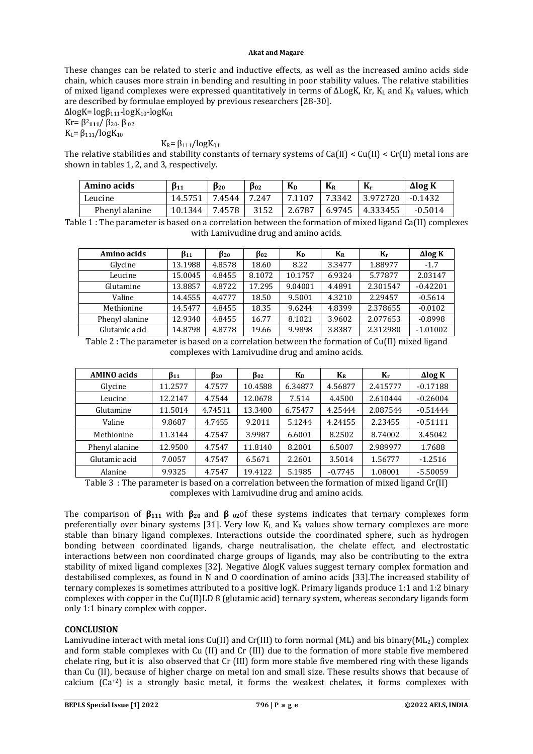These changes can be related to steric and inductive effects, as well as the increased amino acids side chain, which causes more strain in bending and resulting in poor stability values. The relative stabilities of mixed ligand complexes were expressed quantitatively in terms of ΔLogK, Kr, $K_L$ and $K_R$ values, which are described by formulae employed by previous researchers [28-30].

$\Delta \log K = \log\beta_{111} - \log K_{10} - \log K_{01}$

$Kr = \beta^2_{111} / \beta_{20} \cdot \beta_{02}$

$K_L = \beta_{111} / \log K_{10}$

$K_R = \beta_{111} / \log K_{01}$

The relative stabilities and stability constants of ternary systems of Ca(II) < Cu(II) < Cr(II) metal ions are shown in tables 1, 2, and 3, respectively.

| Amino acids | $\beta_{11}$ | $\beta_{20}$ | $\beta_{02}$ | $K_D$ | $K_R$ | $K_r$ | Δlog K |
|---|---|---|---|---|---|---|---|
| Leucine | 14.5751 | 7.4544 | 7.247 | 7.1107 | 7.3342 | 3.972720 | -0.1432 |
| Phenyl alanine | 10.1344 | 7.4578 | 3152 | 2.6787 | 6.9745 | 4.333455 | -0.5014 |

Table 1 : The parameter is based on a correlation between the formation of mixed ligand Ca(II) complexes with Lamivudine drug and amino acids.

| Amino acids | $\beta_{11}$ | $\beta_{20}$ | $\beta_{02}$ | $K_D$ | $K_R$ | $K_r$ | Δlog K |
|---|---|---|---|---|---|---|---|
| Glycine | 13.1988 | 4.8578 | 18.60 | 8.22 | 3.3477 | 1.88977 | -1.7 |
| Leucine | 15.0045 | 4.8455 | 8.1072 | 10.1757 | 6.9324 | 5.77877 | 2.03147 |
| Glutamine | 13.8857 | 4.8722 | 17.295 | 9.04001 | 4.4891 | 2.301547 | -0.42201 |
| Valine | 14.4555 | 4.4777 | 18.50 | 9.5001 | 4.3210 | 2.29457 | -0.5614 |
| Methionine | 14.5477 | 4.8455 | 18.35 | 9.6244 | 4.8399 | 2.378655 | -0.0102 |
| Phenyl alanine | 12.9340 | 4.8455 | 16.77 | 8.1021 | 3.9602 | 2.077653 | -0.8998 |
| Glutamic acid | 14.8798 | 4.8778 | 19.66 | 9.9898 | 3.8387 | 2.312980 | -1.01002 |

Table 2 **:** The parameter is based on a correlation between the formation of Cu(II) mixed ligand complexes with Lamivudine drug and amino acids.

| AMINO acids | $\beta_{11}$ | $\beta_{20}$ | $\beta_{02}$ | $K_D$ | $K_R$ | $K_r$ | Δlog K |
|---|---|---|---|---|---|---|---|
| Glycine | 11.2577 | 4.7577 | 10.4588 | 6.34877 | 4.56877 | 2.415777 | -0.17188 |
| Leucine | 12.2147 | 4.7544 | 12.0678 | 7.514 | 4.4500 | 2.610444 | -0.26004 |
| Glutamine | 11.5014 | 4.74511 | 13.3400 | 6.75477 | 4.25444 | 2.087544 | -0.51444 |
| Valine | 9.8687 | 4.7455 | 9.2011 | 5.1244 | 4.24155 | 2.23455 | -0.51111 |
| Methionine | 11.3144 | 4.7547 | 3.9987 | 6.6001 | 8.2502 | 8.74002 | 3.45042 |
| Phenyl alanine | 12.9500 | 4.7547 | 11.8140 | 8.2001 | 6.5007 | 2.989977 | 1.7688 |
| Glutamic acid | 7.0057 | 4.7547 | 6.5671 | 2.2601 | 3.5014 | 1.56777 | -1.2516 |
| Alanine | 9.9325 | 4.7547 | 19.4122 | 5.1985 | -0.7745 | 1.08001 | -5.50059 |

Table 3 : The parameter is based on a correlation between the formation of mixed ligand Cr(II) complexes with Lamivudine drug and amino acids.

The comparison of $\boldsymbol{\beta_{111}}$ with $\boldsymbol{\beta_{20}}$ and $\boldsymbol{\beta_{02}}$ of these systems indicates that ternary complexes form preferentially over binary systems [31]. Very low $K_L$ and $K_R$ values show ternary complexes are more stable than binary ligand complexes. Interactions outside the coordinated sphere, such as hydrogen bonding between coordinated ligands, charge neutralisation, the chelate effect, and electrostatic interactions between non coordinated charge groups of ligands, may also be contributing to the extra stability of mixed ligand complexes [32]. Negative ΔlogK values suggest ternary complex formation and destabilised complexes, as found in N and O coordination of amino acids [33].The increased stability of ternary complexes is sometimes attributed to a positive logK. Primary ligands produce 1:1 and 1:2 binary complexes with copper in the Cu(II)LD 8 (glutamic acid) ternary system, whereas secondary ligands form only 1:1 binary complex with copper.

## CONCLUSION

Lamivudine interact with metal ions Cu(II) and Cr(III) to form normal (ML) and bis binary($ML_2$) complex and form stable complexes with Cu (II) and Cr (III) due to the formation of more stable five membered chelate ring, but it is also observed that Cr (III) form more stable five membered ring with these ligands than Cu (II), because of higher charge on metal ion and small size. These results shows that because of calcium ($Ca^{+2}$) is a strongly basic metal, it forms the weakest chelates, it forms complexes with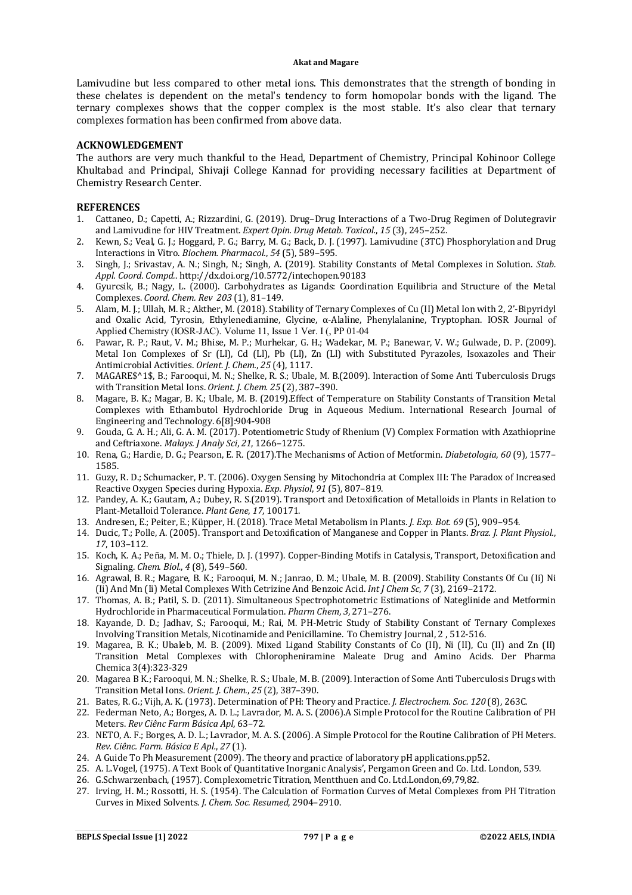Lamivudine but less compared to other metal ions. This demonstrates that the strength of bonding in these chelates is dependent on the metal's tendency to form homopolar bonds with the ligand. The ternary complexes shows that the copper complex is the most stable. It's also clear that ternary complexes formation has been confirmed from above data.

## ACKNOWLEDGEMENT

The authors are very much thankful to the Head, Department of Chemistry, Principal Kohinoor College Khultabad and Principal, Shivaji College Kannad for providing necessary facilities at Department of Chemistry Research Center.

## REFERENCES

1. Cattaneo, D.; Capetti, A.; Rizzardini, G. (2019). Drug–Drug Interactions of a Two-Drug Regimen of Dolutegravir and Lamivudine for HIV Treatment. *Expert Opin. Drug Metab. Toxicol.*, *15* (3), 245–252.
2. Kewn, S.; Veal, G. J.; Hoggard, P. G.; Barry, M. G.; Back, D. J. (1997). Lamivudine (3TC) Phosphorylation and Drug Interactions in Vitro. *Biochem. Pharmacol.*, *54* (5), 589–595.
3. Singh, J.; Srivastav, A. N.; Singh, N.; Singh, A. (2019). Stability Constants of Metal Complexes in Solution. *Stab. Appl. Coord. Compd.*. http://dx.doi.org/10.5772/intechopen.90183
4. Gyurcsik, B.; Nagy, L. (2000). Carbohydrates as Ligands: Coordination Equilibria and Structure of the Metal Complexes. *Coord. Chem. Rev* *203* (1), 81–149.
5. Alam, M. J.; Ullah, M. R.; Akther, M. (2018). Stability of Ternary Complexes of Cu (II) Metal Ion with 2, 2'-Bipyridyl and Oxalic Acid, Tyrosin, Ethylenediamine, Glycine, α-Alaline, Phenylalanine, Tryptophan. IOSR Journal of Applied Chemistry (IOSR-JAC). Volume 11, Issue 1 Ver. I (, PP 01-04
6. Pawar, R. P.; Raut, V. M.; Bhise, M. P.; Murhekar, G. H.; Wadekar, M. P.; Banewar, V. W.; Gulwade, D. P. (2009). Metal Ion Complexes of Sr (Ll), Cd (Ll), Pb (Ll), Zn (Ll) with Substituted Pyrazoles, Isoxazoles and Their Antimicrobial Activities. *Orient. J. Chem.*, *25* (4), 1117.
7. MAGARE$^1$, B.; Farooqui, M. N.; Shelke, R. S.; Ubale, M. B.(2009). Interaction of Some Anti Tuberculosis Drugs with Transition Metal Ions. *Orient. J. Chem. 25* (2), 387–390.
8. Magare, B. K.; Magar, B. K.; Ubale, M. B. (2019).Effect of Temperature on Stability Constants of Transition Metal Complexes with Ethambutol Hydrochloride Drug in Aqueous Medium. International Research Journal of Engineering and Technology. 6[8]:904-908
9. Gouda, G. A. H.; Ali, G. A. M. (2017). Potentiometric Study of Rhenium (V) Complex Formation with Azathioprine and Ceftriaxone. *Malays. J Analy Sci*, *21*, 1266–1275.
10. Rena, G.; Hardie, D. G.; Pearson, E. R. (2017).The Mechanisms of Action of Metformin. *Diabetologia*, *60* (9), 1577–1585.
11. Guzy, R. D.; Schumacker, P. T. (2006). Oxygen Sensing by Mitochondria at Complex III: The Paradox of Increased Reactive Oxygen Species during Hypoxia. *Exp. Physiol*, *91* (5), 807–819.
12. Pandey, A. K.; Gautam, A.; Dubey, R. S.(2019). Transport and Detoxification of Metalloids in Plants in Relation to Plant-Metalloid Tolerance. *Plant Gene*, *17*, 100171.
13. Andresen, E.; Peiter, E.; Küpper, H. (2018). Trace Metal Metabolism in Plants. *J. Exp. Bot. 69* (5), 909–954.
14. Ducic, T.; Polle, A. (2005). Transport and Detoxification of Manganese and Copper in Plants. *Braz. J. Plant Physiol.*, *17*, 103–112.
15. Koch, K. A.; Peña, M. M. O.; Thiele, D. J. (1997). Copper-Binding Motifs in Catalysis, Transport, Detoxification and Signaling. *Chem. Biol.*, *4* (8), 549–560.
16. Agrawal, B. R.; Magare, B. K.; Farooqui, M. N.; Janrao, D. M.; Ubale, M. B. (2009). Stability Constants Of Cu (Ii) Ni (Ii) And Mn (Ii) Metal Complexes With Cetrizine And Benzoic Acid. *Int J Chem Sc*, *7* (3), 2169–2172.
17. Thomas, A. B.; Patil, S. D. (2011). Simultaneous Spectrophotometric Estimations of Nateglinide and Metformin Hydrochloride in Pharmaceutical Formulation. *Pharm Chem*, *3*, 271–276.
18. Kayande, D. D.; Jadhav, S.; Farooqui, M.; Rai, M. PH-Metric Study of Stability Constant of Ternary Complexes Involving Transition Metals, Nicotinamide and Penicillamine. To Chemistry Journal, 2 , 512-516.
19. Magarea, B. K.; Ubaleb, M. B. (2009). Mixed Ligand Stability Constants of Co (II), Ni (II), Cu (II) and Zn (II) Transition Metal Complexes with Chloropheniramine Maleate Drug and Amino Acids. Der Pharma Chemica 3(4):323-329
20. Magarea B K.; Farooqui, M. N.; Shelke, R. S.; Ubale, M. B. (2009). Interaction of Some Anti Tuberculosis Drugs with Transition Metal Ions. *Orient. J. Chem.*, *25* (2), 387–390.
21. Bates, R. G.; Vijh, A. K. (1973). Determination of PH: Theory and Practice. *J. Electrochem. Soc. 120* (8), 263C.
22. Federman Neto, A.; Borges, A. D. L.; Lavrador, M. A. S. (2006).A Simple Protocol for the Routine Calibration of PH Meters. *Rev Ciênc Farm Básica Apl*, 63–72.
23. NETO, A. F.; Borges, A. D. L.; Lavrador, M. A. S. (2006). A Simple Protocol for the Routine Calibration of PH Meters. *Rev. Ciênc. Farm. Básica E Apl.*, *27* (1).
24. A Guide To Ph Measurement (2009). The theory and practice of laboratory pH applications.pp52.
25. A. L.Vogel, (1975). A Text Book of Quantitative Inorganic Analysis', Pergamon Green and Co. Ltd. London, 539.
26. G.Schwarzenbach, (1957). Complexometric Titration, Mentthuen and Co. Ltd.London,69,79,82.
27. Irving, H. M.; Rossotti, H. S. (1954). The Calculation of Formation Curves of Metal Complexes from PH Titration Curves in Mixed Solvents. *J. Chem. Soc. Resumed*, 2904–2910.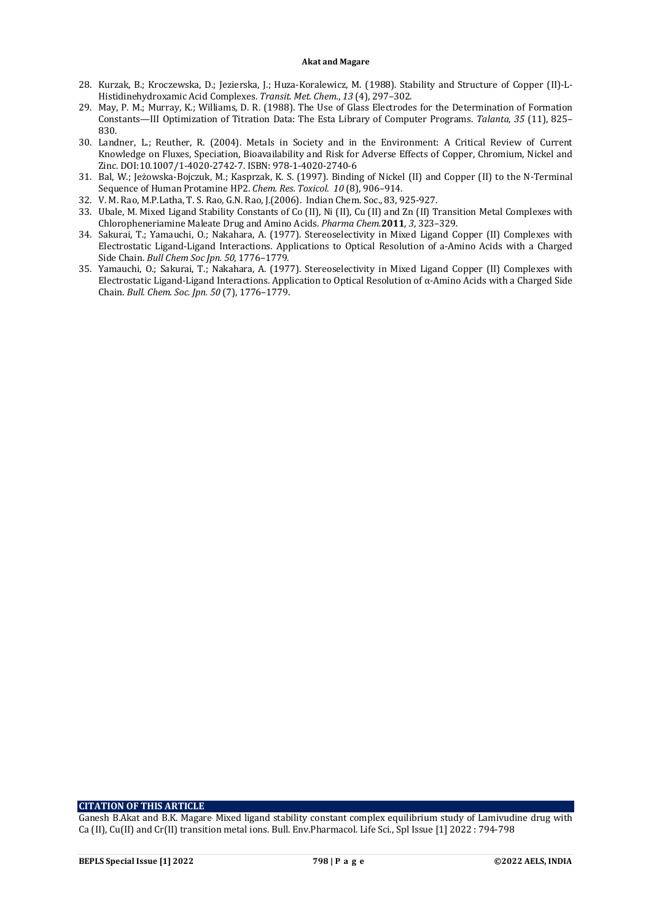28. Kurzak, B.; Kroczewska, D.; Jezierska, J.; Huza-Koralewicz, M. (1988). Stability and Structure of Copper (II)-L-Histidinehydroxamic Acid Complexes. *Transit. Met. Chem.*, *13* (4), 297–302.
29. May, P. M.; Murray, K.; Williams, D. R. (1988). The Use of Glass Electrodes for the Determination of Formation Constants—III Optimization of Titration Data: The Esta Library of Computer Programs. *Talanta*, *35* (11), 825–830.
30. Landner, L.; Reuther, R. (2004). Metals in Society and in the Environment: A Critical Review of Current Knowledge on Fluxes, Speciation, Bioavailability and Risk for Adverse Effects of Copper, Chromium, Nickel and Zinc. DOI:10.1007/1-4020-2742-7. ISBN: 978-1-4020-2740-6
31. Bal, W.; Jeżowska-Bojczuk, M.; Kasprzak, K. S. (1997). Binding of Nickel (II) and Copper (II) to the N-Terminal Sequence of Human Protamine HP2. *Chem. Res. Toxicol.* *10* (8), 906–914.
32. V. M. Rao, M.P.Latha, T. S. Rao, G.N. Rao, J.(2006). Indian Chem. Soc., 83, 925-927.
33. Ubale, M. Mixed Ligand Stability Constants of Co (II), Ni (II), Cu (II) and Zn (II) Transition Metal Complexes with Chloropheneriamine Maleate Drug and Amino Acids. *Pharma Chem.* **2011**, *3*, 323–329.
34. Sakurai, T.; Yamauchi, O.; Nakahara, A. (1977). Stereoselectivity in Mixed Ligand Copper (II) Complexes with Electrostatic Ligand-Ligand Interactions. Applications to Optical Resolution of a-Amino Acids with a Charged Side Chain. *Bull Chem Soc Jpn. 50*, 1776–1779.
35. Yamauchi, O.; Sakurai, T.; Nakahara, A. (1977). Stereoselectivity in Mixed Ligand Copper (II) Complexes with Electrostatic Ligand-Ligand Interactions. Application to Optical Resolution of α-Amino Acids with a Charged Side Chain. *Bull. Chem. Soc. Jpn. 50* (7), 1776–1779.

**CITATION OF THIS ARTICLE**

Ganesh B.Akat and B.K. Magare. Mixed ligand stability constant complex equilibrium study of Lamivudine drug with Ca (II), Cu(II) and Cr(II) transition metal ions. Bull. Env.Pharmacol. Life Sci., Spl Issue [1] 2022 : 794-798